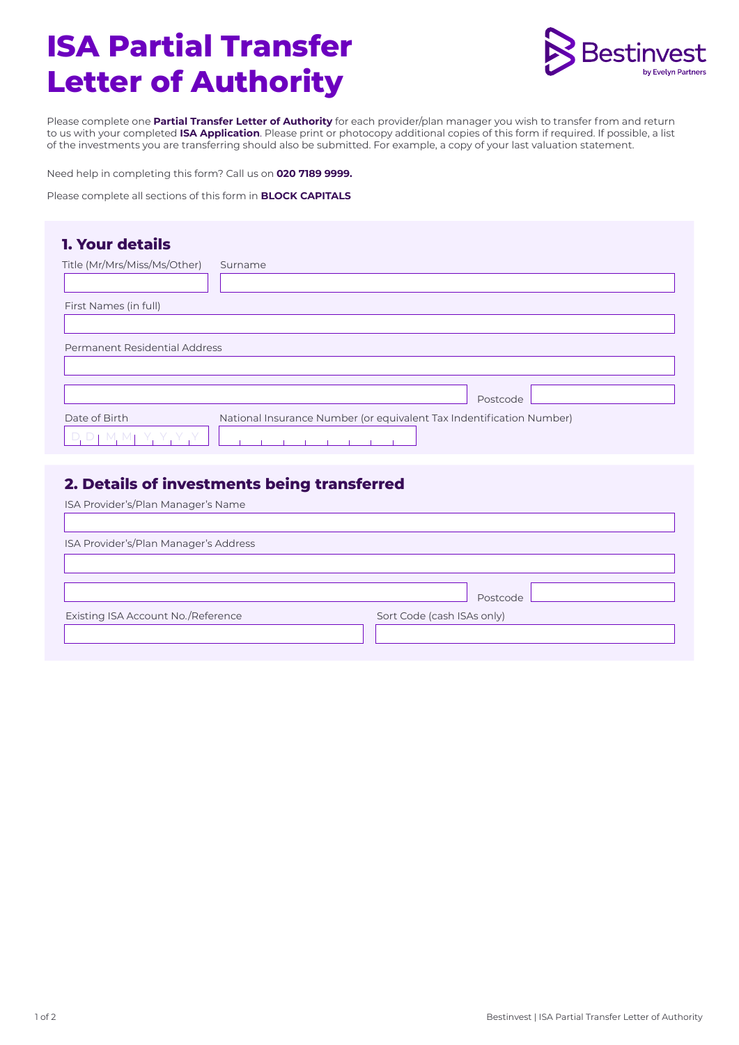# ISA Partial Transfer Letter of Authority

Bestinvest
by Evelyn Partners

Please complete one **Partial Transfer Letter of Authority** for each provider/plan manager you wish to transfer from and return to us with your completed **ISA Application**. Please print or photocopy additional copies of this form if required. If possible, a list of the investments you are transferring should also be submitted. For example, a copy of your last valuation statement.

Need help in completing this form? Call us on **020 7189 9999.**

Please complete all sections of this form in **BLOCK CAPITALS**

## 1. Your details

Title (Mr/Mrs/Miss/Ms/Other)

Surname

First Names (in full)

Permanent Residential Address

Postcode

Date of Birth

D D M M Y Y Y Y

National Insurance Number (or equivalent Tax Indentification Number)

## 2. Details of investments being transferred

ISA Provider's/Plan Manager's Name

ISA Provider's/Plan Manager's Address

Postcode

Existing ISA Account No./Reference

Sort Code (cash ISAs only)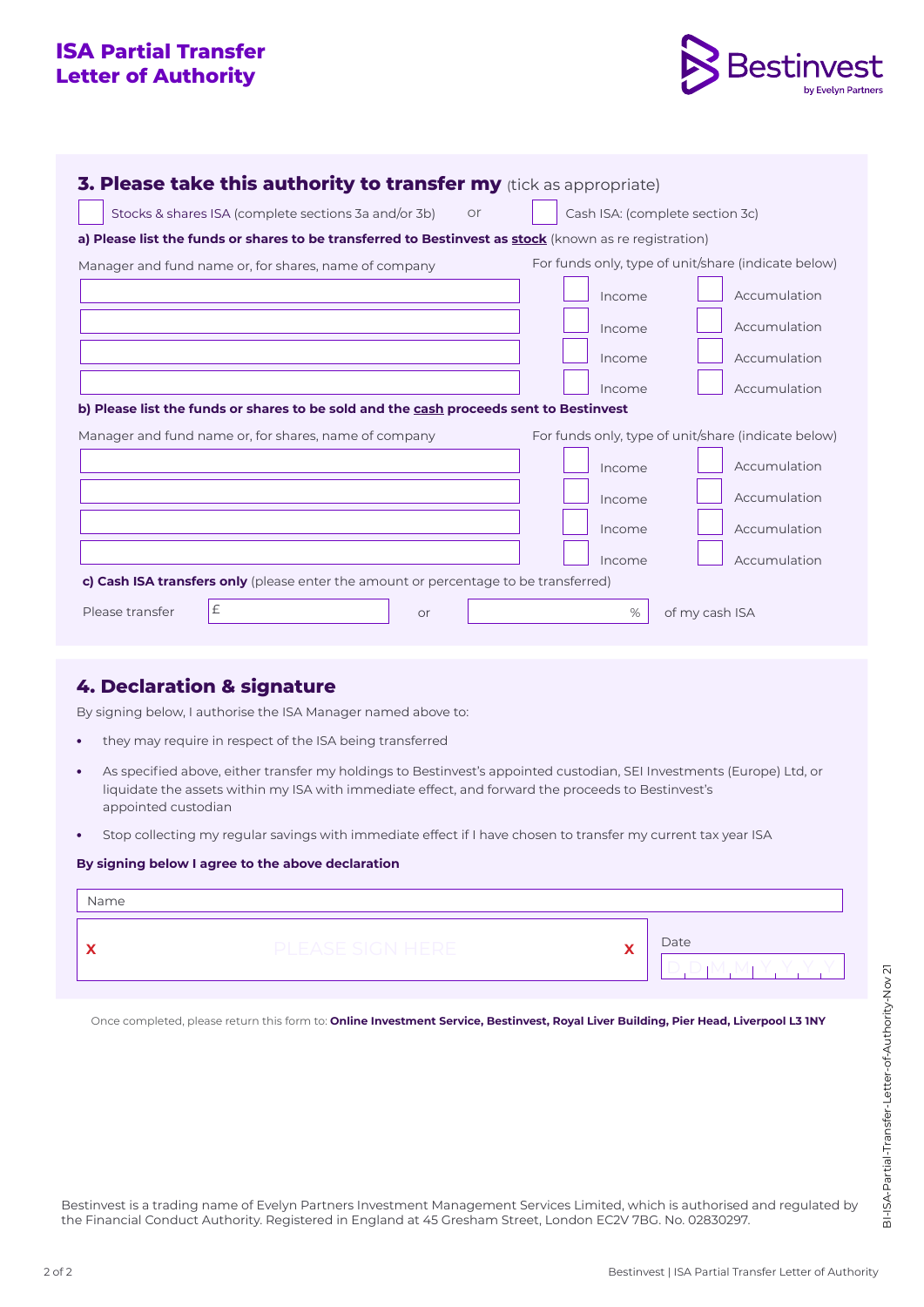# ISA Partial Transfer Letter of Authority

## 3. Please take this authority to transfer my (tick as appropriate)

☐ Stocks & shares ISA (complete sections 3a and/or 3b) or ☐ Cash ISA: (complete section 3c)

**a) Please list the funds or shares to be transferred to Bestinvest as stock** (known as re registration)

| Manager and fund name or, for shares, name of company | For funds only, type of unit/share (indicate below) | |
|---|---|---|
| | ☐ Income | ☐ Accumulation |
| | ☐ Income | ☐ Accumulation |
| | ☐ Income | ☐ Accumulation |
| | ☐ Income | ☐ Accumulation |

**b) Please list the funds or shares to be sold and the cash proceeds sent to Bestinvest**

| Manager and fund name or, for shares, name of company | For funds only, type of unit/share (indicate below) | |
|---|---|---|
| | ☐ Income | ☐ Accumulation |
| | ☐ Income | ☐ Accumulation |
| | ☐ Income | ☐ Accumulation |
| | ☐ Income | ☐ Accumulation |

**c) Cash ISA transfers only** (please enter the amount or percentage to be transferred)

Please transfer £ ______ or ______ % of my cash ISA

## 4. Declaration & signature

By signing below, I authorise the ISA Manager named above to:

- they may require in respect of the ISA being transferred
- As specified above, either transfer my holdings to Bestinvest's appointed custodian, SEI Investments (Europe) Ltd, or liquidate the assets within my ISA with immediate effect, and forward the proceeds to Bestinvest's appointed custodian
- Stop collecting my regular savings with immediate effect if I have chosen to transfer my current tax year ISA

**By signing below I agree to the above declaration**

Name

X PLEASE SIGN HERE X

Date D D M M Y Y Y Y

Once completed, please return this form to: **Online Investment Service, Bestinvest, Royal Liver Building, Pier Head, Liverpool L3 1NY**

Bestinvest is a trading name of Evelyn Partners Investment Management Services Limited, which is authorised and regulated by the Financial Conduct Authority. Registered in England at 45 Gresham Street, London EC2V 7BG. No. 02830297.

BI-ISA-Partial-Transfer-Letter-of-Authority-Nov 21